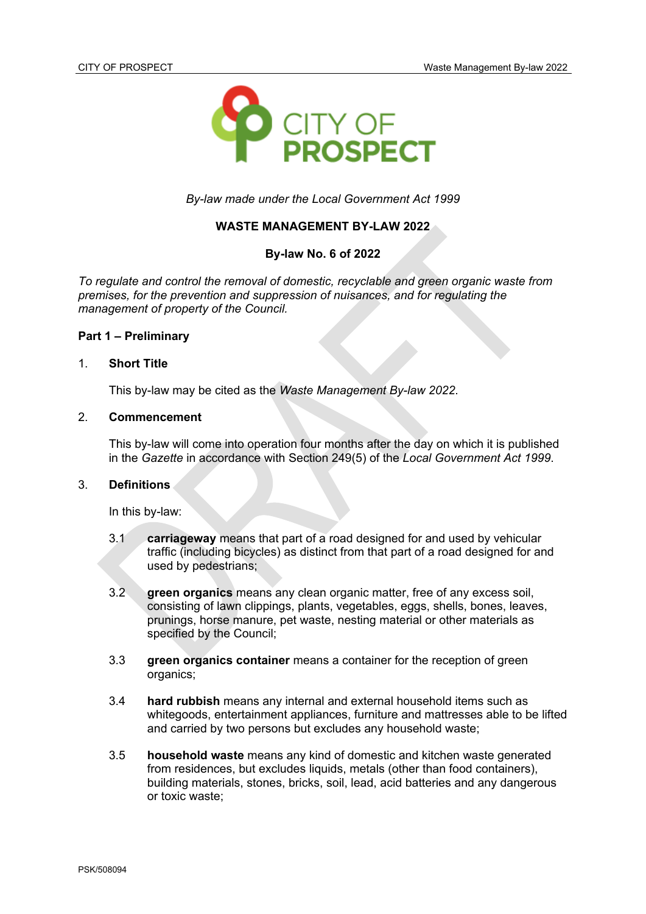*By-law made under the Local Government Act 1999*

# WASTE MANAGEMENT BY-LAW 2022

## By-law No. 6 of 2022

*To regulate and control the removal of domestic, recyclable and green organic waste from premises, for the prevention and suppression of nuisances, and for regulating the management of property of the Council.*

## Part 1 – Preliminary

### 1. Short Title

This by-law may be cited as the *Waste Management By-law 2022*.

### 2. Commencement

This by-law will come into operation four months after the day on which it is published in the *Gazette* in accordance with Section 249(5) of the *Local Government Act 1999*.

### 3. Definitions

In this by-law:

3.1 **carriageway** means that part of a road designed for and used by vehicular traffic (including bicycles) as distinct from that part of a road designed for and used by pedestrians;

3.2 **green organics** means any clean organic matter, free of any excess soil, consisting of lawn clippings, plants, vegetables, eggs, shells, bones, leaves, prunings, horse manure, pet waste, nesting material or other materials as specified by the Council;

3.3 **green organics container** means a container for the reception of green organics;

3.4 **hard rubbish** means any internal and external household items such as whitegoods, entertainment appliances, furniture and mattresses able to be lifted and carried by two persons but excludes any household waste;

3.5 **household waste** means any kind of domestic and kitchen waste generated from residences, but excludes liquids, metals (other than food containers), building materials, stones, bricks, soil, lead, acid batteries and any dangerous or toxic waste;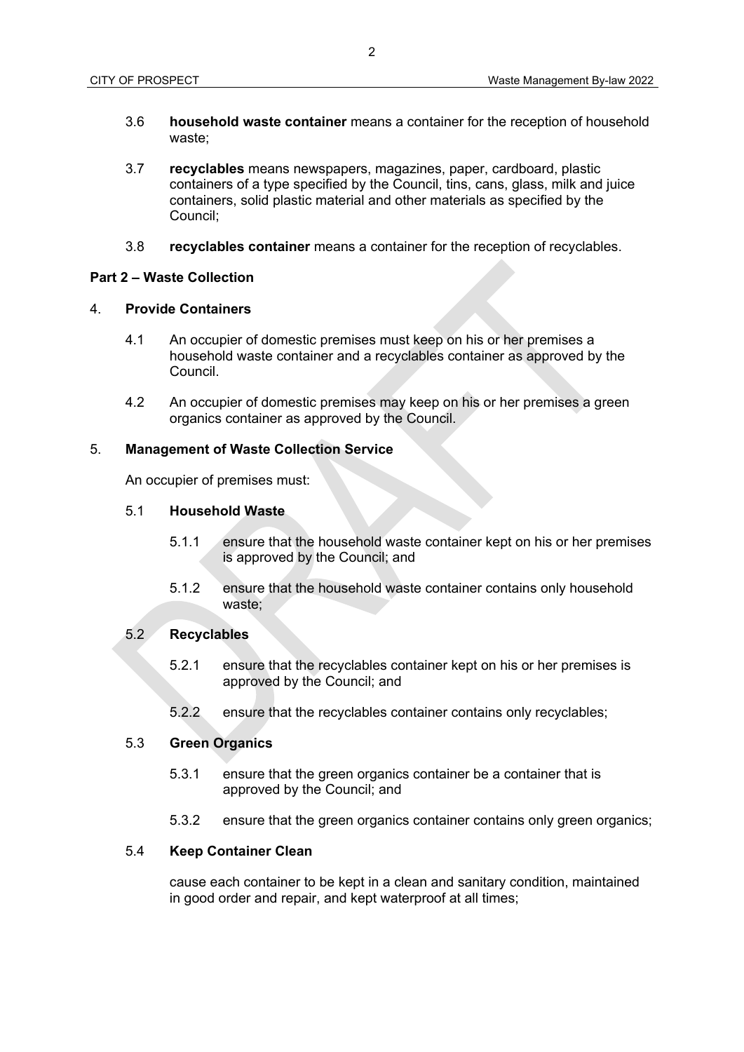3.6 **household waste container** means a container for the reception of household waste;

3.7 **recyclables** means newspapers, magazines, paper, cardboard, plastic containers of a type specified by the Council, tins, cans, glass, milk and juice containers, solid plastic material and other materials as specified by the Council;

3.8 **recyclables container** means a container for the reception of recyclables.

## Part 2 – Waste Collection

### 4. Provide Containers

4.1 An occupier of domestic premises must keep on his or her premises a household waste container and a recyclables container as approved by the Council.

4.2 An occupier of domestic premises may keep on his or her premises a green organics container as approved by the Council.

### 5. Management of Waste Collection Service

An occupier of premises must:

5.1 **Household Waste**

5.1.1 ensure that the household waste container kept on his or her premises is approved by the Council; and

5.1.2 ensure that the household waste container contains only household waste;

5.2 **Recyclables**

5.2.1 ensure that the recyclables container kept on his or her premises is approved by the Council; and

5.2.2 ensure that the recyclables container contains only recyclables;

5.3 **Green Organics**

5.3.1 ensure that the green organics container be a container that is approved by the Council; and

5.3.2 ensure that the green organics container contains only green organics;

5.4 **Keep Container Clean**

cause each container to be kept in a clean and sanitary condition, maintained in good order and repair, and kept waterproof at all times;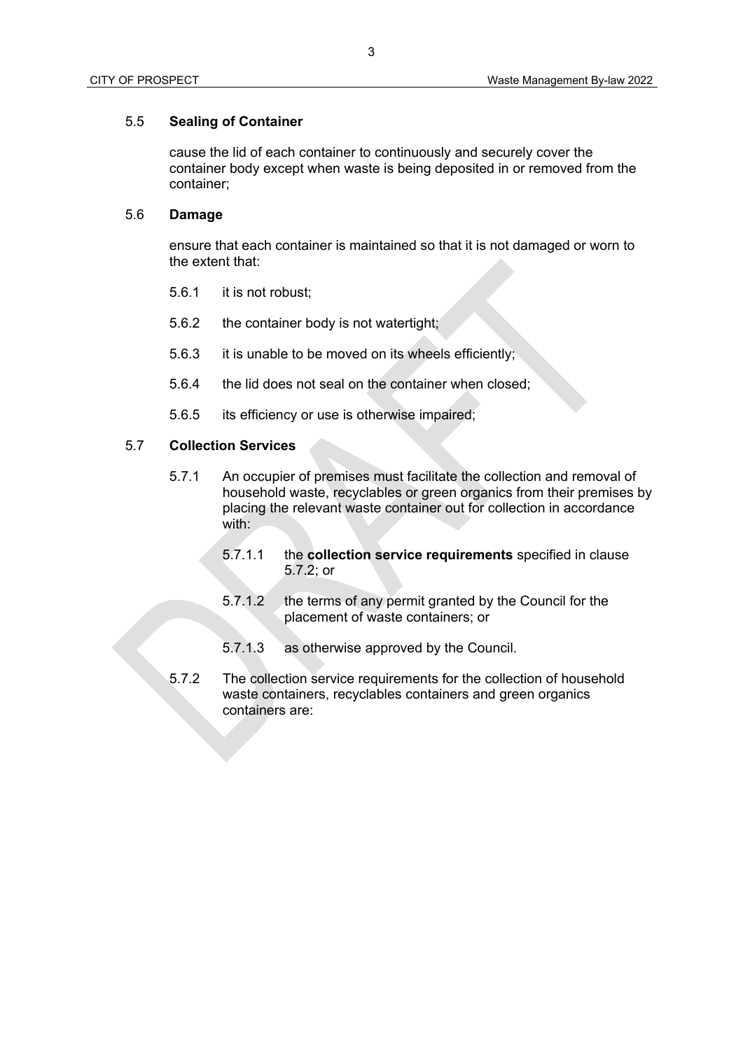### 5.5 **Sealing of Container**

cause the lid of each container to continuously and securely cover the container body except when waste is being deposited in or removed from the container;

### 5.6 **Damage**

ensure that each container is maintained so that it is not damaged or worn to the extent that:

5.6.1 it is not robust;

5.6.2 the container body is not watertight;

5.6.3 it is unable to be moved on its wheels efficiently;

5.6.4 the lid does not seal on the container when closed;

5.6.5 its efficiency or use is otherwise impaired;

### 5.7 **Collection Services**

5.7.1 An occupier of premises must facilitate the collection and removal of household waste, recyclables or green organics from their premises by placing the relevant waste container out for collection in accordance with:

5.7.1.1 the **collection service requirements** specified in clause 5.7.2; or

5.7.1.2 the terms of any permit granted by the Council for the placement of waste containers; or

5.7.1.3 as otherwise approved by the Council.

5.7.2 The collection service requirements for the collection of household waste containers, recyclables containers and green organics containers are: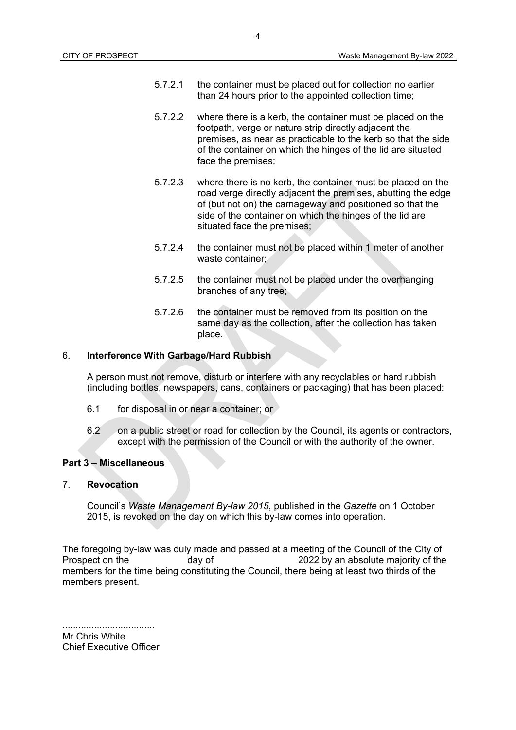5.7.2.1 the container must be placed out for collection no earlier than 24 hours prior to the appointed collection time;

5.7.2.2 where there is a kerb, the container must be placed on the footpath, verge or nature strip directly adjacent the premises, as near as practicable to the kerb so that the side of the container on which the hinges of the lid are situated face the premises;

5.7.2.3 where there is no kerb, the container must be placed on the road verge directly adjacent the premises, abutting the edge of (but not on) the carriageway and positioned so that the side of the container on which the hinges of the lid are situated face the premises;

5.7.2.4 the container must not be placed within 1 meter of another waste container;

5.7.2.5 the container must not be placed under the overhanging branches of any tree;

5.7.2.6 the container must be removed from its position on the same day as the collection, after the collection has taken place.

6. **Interference With Garbage/Hard Rubbish**

A person must not remove, disturb or interfere with any recyclables or hard rubbish (including bottles, newspapers, cans, containers or packaging) that has been placed:

6.1 for disposal in or near a container; or

6.2 on a public street or road for collection by the Council, its agents or contractors, except with the permission of the Council or with the authority of the owner.

**Part 3 – Miscellaneous**

7. **Revocation**

Council's *Waste Management By-law 2015*, published in the *Gazette* on 1 October 2015, is revoked on the day on which this by-law comes into operation.

The foregoing by-law was duly made and passed at a meeting of the Council of the City of Prospect on the day of 2022 by an absolute majority of the members for the time being constituting the Council, there being at least two thirds of the members present.

...................................
Mr Chris White
Chief Executive Officer